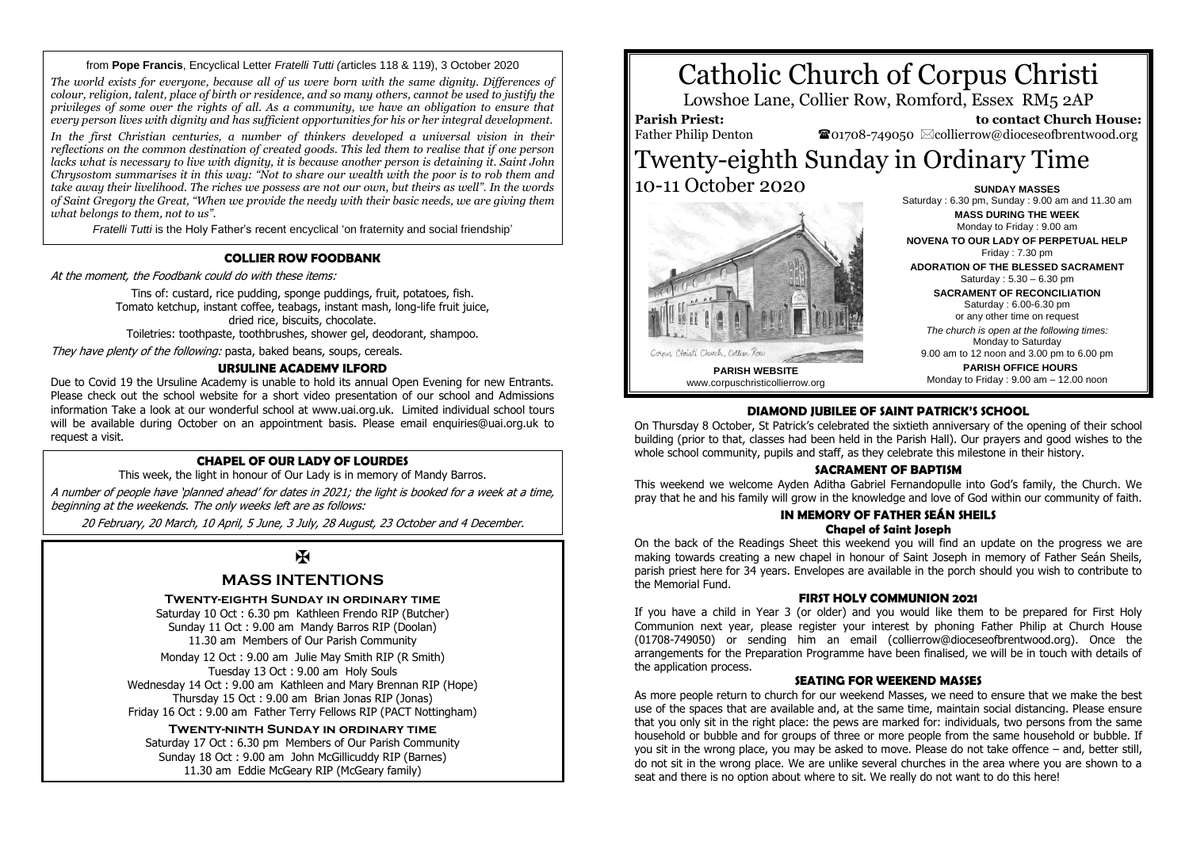from **Pope Francis**, Encyclical Letter *Fratelli Tutti (*articles 118 & 119), 3 October 2020

*The world exists for everyone, because all of us were born with the same dignity. Differences of colour, religion, talent, place of birth or residence, and so many others, cannot be used to justify the privileges of some over the rights of all. As a community, we have an obligation to ensure that every person lives with dignity and has sufficient opportunities for his or her integral development.*

*In the first Christian centuries, a number of thinkers developed a universal vision in their reflections on the common destination of created goods. This led them to realise that if one person lacks what is necessary to live with dignity, it is because another person is detaining it. Saint John Chrysostom summarises it in this way: "Not to share our wealth with the poor is to rob them and take away their livelihood. The riches we possess are not our own, but theirs as well". In the words of Saint Gregory the Great, "When we provide the needy with their basic needs, we are giving them what belongs to them, not to us".*

*Fratelli Tutti* is the Holy Father's recent encyclical 'on fraternity and social friendship'

### COLLIER ROW FOODBANK

*At the moment, the Foodbank could do with these items:*

Tins of: custard, rice pudding, sponge puddings, fruit, potatoes, fish.
Tomato ketchup, instant coffee, teabags, instant mash, long-life fruit juice, dried rice, biscuits, chocolate.
Toiletries: toothpaste, toothbrushes, shower gel, deodorant, shampoo.

*They have plenty of the following:* pasta, baked beans, soups, cereals.

### URSULINE ACADEMY ILFORD

Due to Covid 19 the Ursuline Academy is unable to hold its annual Open Evening for new Entrants. Please check out the school website for a short video presentation of our school and Admissions information Take a look at our wonderful school at www.uai.org.uk. Limited individual school tours will be available during October on an appointment basis. Please email enquiries@uai.org.uk to request a visit.

### CHAPEL OF OUR LADY OF LOURDES

This week, the light in honour of Our Lady is in memory of Mandy Barros.

*A number of people have 'planned ahead' for dates in 2021; the light is booked for a week at a time, beginning at the weekends. The only weeks left are as follows:*

*20 February, 20 March, 10 April, 5 June, 3 July, 28 August, 23 October and 4 December.*

✠

## MASS INTENTIONS

**Twenty-eighth Sunday in ordinary time**

Saturday 10 Oct : 6.30 pm Kathleen Frendo RIP (Butcher)
Sunday 11 Oct : 9.00 am Mandy Barros RIP (Doolan)
11.30 am Members of Our Parish Community

Monday 12 Oct : 9.00 am Julie May Smith RIP (R Smith)
Tuesday 13 Oct : 9.00 am Holy Souls
Wednesday 14 Oct : 9.00 am Kathleen and Mary Brennan RIP (Hope)
Thursday 15 Oct : 9.00 am Brian Jonas RIP (Jonas)
Friday 16 Oct : 9.00 am Father Terry Fellows RIP (PACT Nottingham)

**Twenty-ninth Sunday in ordinary time**

Saturday 17 Oct : 6.30 pm Members of Our Parish Community
Sunday 18 Oct : 9.00 am John McGillicuddy RIP (Barnes)
11.30 am Eddie McGeary RIP (McGeary family)

# Catholic Church of Corpus Christi

Lowshoe Lane, Collier Row, Romford, Essex RM5 2AP

**Parish Priest:** Father Philip Denton

**to contact Church House:** ☎01708-749050 ✉collierrow@dioceseofbrentwood.org

# Twenty-eighth Sunday in Ordinary Time

## 10-11 October 2020

Corpus Christi Church, Collier Row

**PARISH WEBSITE**
www.corpuschristicollierrow.org

**SUNDAY MASSES**
Saturday : 6.30 pm, Sunday : 9.00 am and 11.30 am

**MASS DURING THE WEEK**
Monday to Friday : 9.00 am

**NOVENA TO OUR LADY OF PERPETUAL HELP**
Friday : 7.30 pm

**ADORATION OF THE BLESSED SACRAMENT**
Saturday : 5.30 – 6.30 pm

**SACRAMENT OF RECONCILIATION**
Saturday : 6.00-6.30 pm
or any other time on request

*The church is open at the following times:*
Monday to Saturday
9.00 am to 12 noon and 3.00 pm to 6.00 pm

**PARISH OFFICE HOURS**
Monday to Friday : 9.00 am – 12.00 noon

### DIAMOND JUBILEE OF SAINT PATRICK'S SCHOOL

On Thursday 8 October, St Patrick's celebrated the sixtieth anniversary of the opening of their school building (prior to that, classes had been held in the Parish Hall). Our prayers and good wishes to the whole school community, pupils and staff, as they celebrate this milestone in their history.

### SACRAMENT OF BAPTISM

This weekend we welcome Ayden Aditha Gabriel Fernandopulle into God's family, the Church. We pray that he and his family will grow in the knowledge and love of God within our community of faith.

### IN MEMORY OF FATHER SEÁN SHEILS
**Chapel of Saint Joseph**

On the back of the Readings Sheet this weekend you will find an update on the progress we are making towards creating a new chapel in honour of Saint Joseph in memory of Father Seán Sheils, parish priest here for 34 years. Envelopes are available in the porch should you wish to contribute to the Memorial Fund.

### FIRST HOLY COMMUNION 2021

If you have a child in Year 3 (or older) and you would like them to be prepared for First Holy Communion next year, please register your interest by phoning Father Philip at Church House (01708-749050) or sending him an email (collierrow@dioceseofbrentwood.org). Once the arrangements for the Preparation Programme have been finalised, we will be in touch with details of the application process.

### SEATING FOR WEEKEND MASSES

As more people return to church for our weekend Masses, we need to ensure that we make the best use of the spaces that are available and, at the same time, maintain social distancing. Please ensure that you only sit in the right place: the pews are marked for: individuals, two persons from the same household or bubble and for groups of three or more people from the same household or bubble. If you sit in the wrong place, you may be asked to move. Please do not take offence – and, better still, do not sit in the wrong place. We are unlike several churches in the area where you are shown to a seat and there is no option about where to sit. We really do not want to do this here!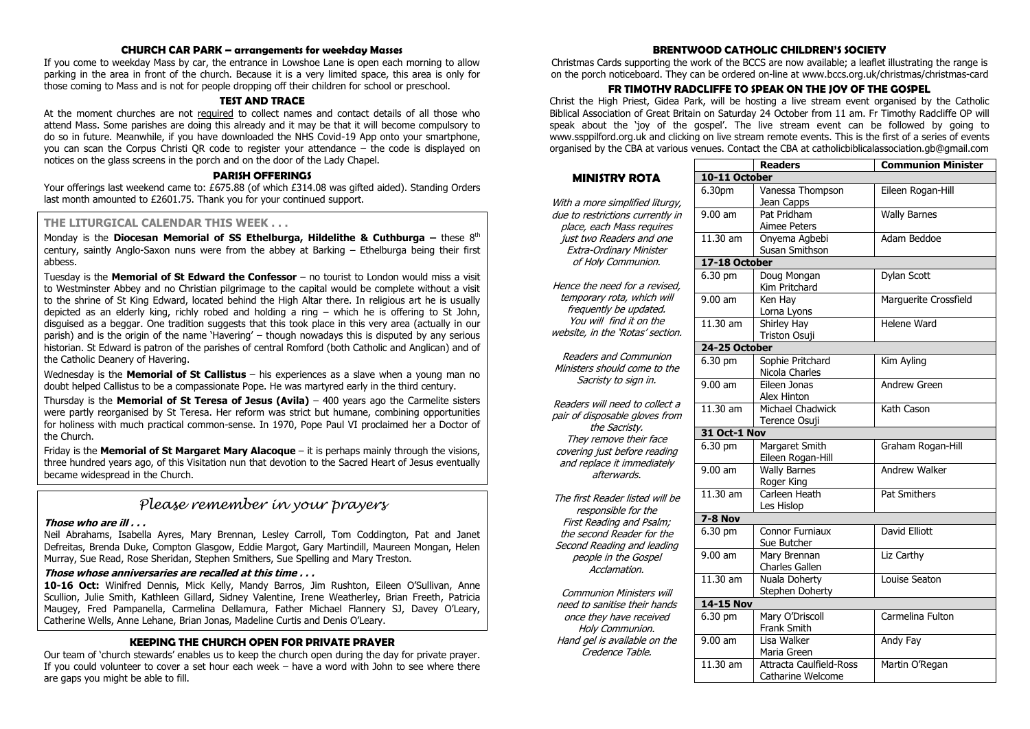## CHURCH CAR PARK – arrangements for weekday Masses

If you come to weekday Mass by car, the entrance in Lowshoe Lane is open each morning to allow parking in the area in front of the church. Because it is a very limited space, this area is only for those coming to Mass and is not for people dropping off their children for school or preschool.

## TEST AND TRACE

At the moment churches are not required to collect names and contact details of all those who attend Mass. Some parishes are doing this already and it may be that it will become compulsory to do so in future. Meanwhile, if you have downloaded the NHS Covid-19 App onto your smartphone, you can scan the Corpus Christi QR code to register your attendance – the code is displayed on notices on the glass screens in the porch and on the door of the Lady Chapel.

## PARISH OFFERINGS

Your offerings last weekend came to: £675.88 (of which £314.08 was gifted aided). Standing Orders last month amounted to £2601.75. Thank you for your continued support.

## THE LITURGICAL CALENDAR THIS WEEK . . .

Monday is the **Diocesan Memorial of SS Ethelburga, Hildelithe & Cuthburga –** these 8th century, saintly Anglo-Saxon nuns were from the abbey at Barking – Ethelburga being their first abbess.

Tuesday is the **Memorial of St Edward the Confessor** – no tourist to London would miss a visit to Westminster Abbey and no Christian pilgrimage to the capital would be complete without a visit to the shrine of St King Edward, located behind the High Altar there. In religious art he is usually depicted as an elderly king, richly robed and holding a ring – which he is offering to St John, disguised as a beggar. One tradition suggests that this took place in this very area (actually in our parish) and is the origin of the name 'Havering' – though nowadays this is disputed by any serious historian. St Edward is patron of the parishes of central Romford (both Catholic and Anglican) and of the Catholic Deanery of Havering.

Wednesday is the **Memorial of St Callistus** – his experiences as a slave when a young man no doubt helped Callistus to be a compassionate Pope. He was martyred early in the third century.

Thursday is the **Memorial of St Teresa of Jesus (Avila)** – 400 years ago the Carmelite sisters were partly reorganised by St Teresa. Her reform was strict but humane, combining opportunities for holiness with much practical common-sense. In 1970, Pope Paul VI proclaimed her a Doctor of the Church.

Friday is the **Memorial of St Margaret Mary Alacoque** – it is perhaps mainly through the visions, three hundred years ago, of this Visitation nun that devotion to the Sacred Heart of Jesus eventually became widespread in the Church.

## *Please remember in your prayers*

***Those who are ill . . .***

Neil Abrahams, Isabella Ayres, Mary Brennan, Lesley Carroll, Tom Coddington, Pat and Janet Defreitas, Brenda Duke, Compton Glasgow, Eddie Margot, Gary Martindill, Maureen Mongan, Helen Murray, Sue Read, Rose Sheridan, Stephen Smithers, Sue Spelling and Mary Treston.

***Those whose anniversaries are recalled at this time . . .***

**10-16 Oct:** Winifred Dennis, Mick Kelly, Mandy Barros, Jim Rushton, Eileen O'Sullivan, Anne Scullion, Julie Smith, Kathleen Gillard, Sidney Valentine, Irene Weatherley, Brian Freeth, Patricia Maugey, Fred Pampanella, Carmelina Dellamura, Father Michael Flannery SJ, Davey O'Leary, Catherine Wells, Anne Lehane, Brian Jonas, Madeline Curtis and Denis O'Leary.

## KEEPING THE CHURCH OPEN FOR PRIVATE PRAYER

Our team of 'church stewards' enables us to keep the church open during the day for private prayer. If you could volunteer to cover a set hour each week – have a word with John to see where there are gaps you might be able to fill.

## BRENTWOOD CATHOLIC CHILDREN'S SOCIETY

Christmas Cards supporting the work of the BCCS are now available; a leaflet illustrating the range is on the porch noticeboard. They can be ordered on-line at www.bccs.org.uk/christmas/christmas-card

## FR TIMOTHY RADCLIFFE TO SPEAK ON THE JOY OF THE GOSPEL

Christ the High Priest, Gidea Park, will be hosting a live stream event organised by the Catholic Biblical Association of Great Britain on Saturday 24 October from 11 am. Fr Timothy Radcliffe OP will speak about the 'joy of the gospel'. The live stream event can be followed by going to www.ssppilford.org.uk and clicking on live stream remote events. This is the first of a series of events organised by the CBA at various venues. Contact the CBA at catholicbiblicalassociation.gb@gmail.com

## MINISTRY ROTA

*With a more simplified liturgy, due to restrictions currently in place, each Mass requires just two Readers and one Extra-Ordinary Minister of Holy Communion.*

*Hence the need for a revised, temporary rota, which will frequently be updated. You will find it on the website, in the 'Rotas' section.*

*Readers and Communion Ministers should come to the Sacristy to sign in.*

*Readers will need to collect a pair of disposable gloves from the Sacristy. They remove their face covering just before reading and replace it immediately afterwards.*

*The first Reader listed will be responsible for the First Reading and Psalm; the second Reader for the Second Reading and leading people in the Gospel Acclamation.*

*Communion Ministers will need to sanitise their hands once they have received Holy Communion. Hand gel is available on the Credence Table.*

| | Readers | Communion Minister |
|---|---|---|
| **10-11 October** | | |
| 6.30pm | Vanessa Thompson<br>Jean Capps | Eileen Rogan-Hill |
| 9.00 am | Pat Pridham<br>Aimee Peters | Wally Barnes |
| 11.30 am | Onyema Agbebi<br>Susan Smithson | Adam Beddoe |
| **17-18 October** | | |
| 6.30 pm | Doug Mongan<br>Kim Pritchard | Dylan Scott |
| 9.00 am | Ken Hay<br>Lorna Lyons | Marguerite Crossfield |
| 11.30 am | Shirley Hay<br>Triston Osuji | Helene Ward |
| **24-25 October** | | |
| 6.30 pm | Sophie Pritchard<br>Nicola Charles | Kim Ayling |
| 9.00 am | Eileen Jonas<br>Alex Hinton | Andrew Green |
| 11.30 am | Michael Chadwick<br>Terence Osuji | Kath Cason |
| **31 Oct-1 Nov** | | |
| 6.30 pm | Margaret Smith<br>Eileen Rogan-Hill | Graham Rogan-Hill |
| 9.00 am | Wally Barnes<br>Roger King | Andrew Walker |
| 11.30 am | Carleen Heath<br>Les Hislop | Pat Smithers |
| **7-8 Nov** | | |
| 6.30 pm | Connor Furniaux<br>Sue Butcher | David Elliott |
| 9.00 am | Mary Brennan<br>Charles Gallen | Liz Carthy |
| 11.30 am | Nuala Doherty<br>Stephen Doherty | Louise Seaton |
| **14-15 Nov** | | |
| 6.30 pm | Mary O'Driscoll<br>Frank Smith | Carmelina Fulton |
| 9.00 am | Lisa Walker<br>Maria Green | Andy Fay |
| 11.30 am | Attracta Caulfield-Ross<br>Catharine Welcome | Martin O'Regan |